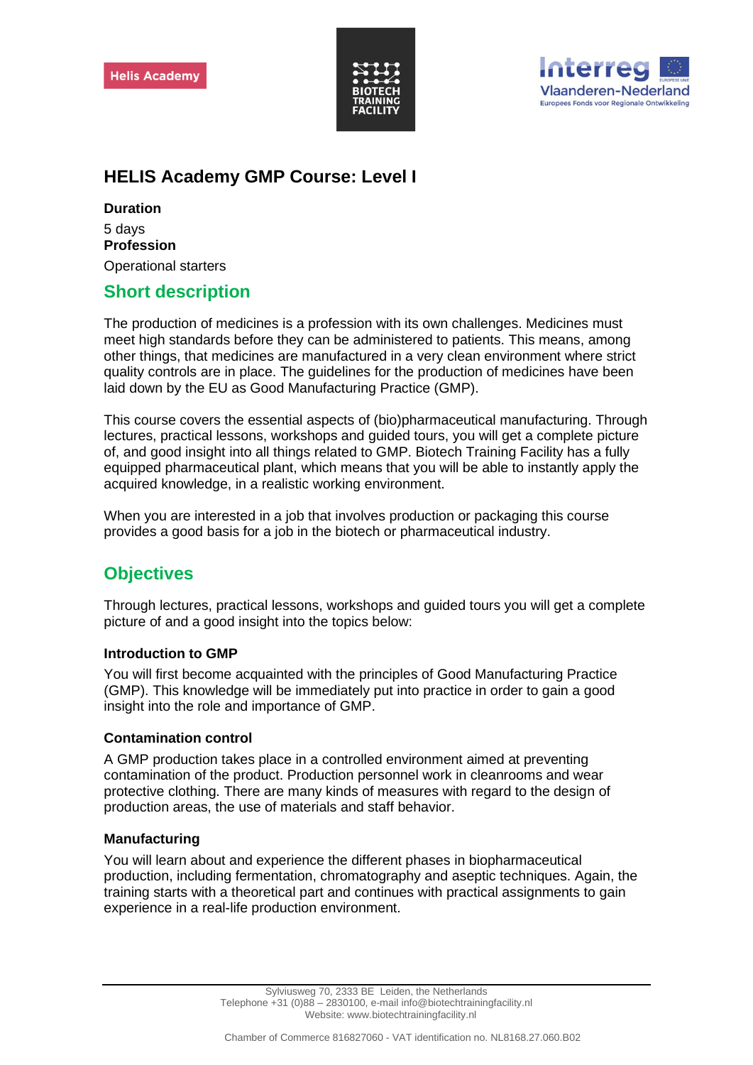Helis Academy

BIOTECH TRAINING FACILITY

Interreg Vlaanderen-Nederland
Europees Fonds voor Regionale Ontwikkeling

# HELIS Academy GMP Course: Level I

**Duration**
5 days
**Profession**
Operational starters

## Short description

The production of medicines is a profession with its own challenges. Medicines must meet high standards before they can be administered to patients. This means, among other things, that medicines are manufactured in a very clean environment where strict quality controls are in place. The guidelines for the production of medicines have been laid down by the EU as Good Manufacturing Practice (GMP).

This course covers the essential aspects of (bio)pharmaceutical manufacturing. Through lectures, practical lessons, workshops and guided tours, you will get a complete picture of, and good insight into all things related to GMP. Biotech Training Facility has a fully equipped pharmaceutical plant, which means that you will be able to instantly apply the acquired knowledge, in a realistic working environment.

When you are interested in a job that involves production or packaging this course provides a good basis for a job in the biotech or pharmaceutical industry.

## Objectives

Through lectures, practical lessons, workshops and guided tours you will get a complete picture of and a good insight into the topics below:

### Introduction to GMP

You will first become acquainted with the principles of Good Manufacturing Practice (GMP). This knowledge will be immediately put into practice in order to gain a good insight into the role and importance of GMP.

### Contamination control

A GMP production takes place in a controlled environment aimed at preventing contamination of the product. Production personnel work in cleanrooms and wear protective clothing. There are many kinds of measures with regard to the design of production areas, the use of materials and staff behavior.

### Manufacturing

You will learn about and experience the different phases in biopharmaceutical production, including fermentation, chromatography and aseptic techniques. Again, the training starts with a theoretical part and continues with practical assignments to gain experience in a real-life production environment.

Sylviusweg 70, 2333 BE Leiden, the Netherlands
Telephone +31 (0)88 – 2830100, e-mail info@biotechtrainingfacility.nl
Website: www.biotechtrainingfacility.nl

Chamber of Commerce 816827060 - VAT identification no. NL8168.27.060.B02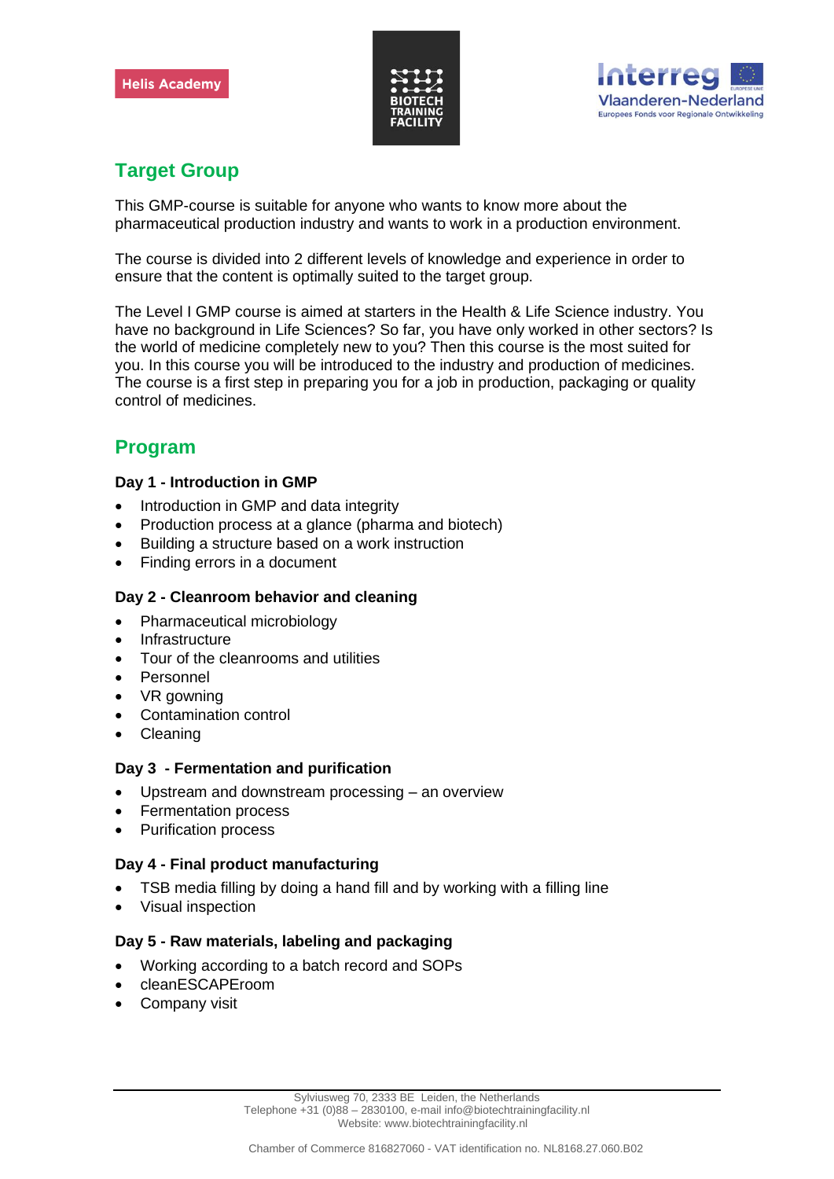## Target Group

This GMP-course is suitable for anyone who wants to know more about the pharmaceutical production industry and wants to work in a production environment.

The course is divided into 2 different levels of knowledge and experience in order to ensure that the content is optimally suited to the target group.

The Level I GMP course is aimed at starters in the Health & Life Science industry. You have no background in Life Sciences? So far, you have only worked in other sectors? Is the world of medicine completely new to you? Then this course is the most suited for you. In this course you will be introduced to the industry and production of medicines. The course is a first step in preparing you for a job in production, packaging or quality control of medicines.

## Program

**Day 1 - Introduction in GMP**

- Introduction in GMP and data integrity
- Production process at a glance (pharma and biotech)
- Building a structure based on a work instruction
- Finding errors in a document

**Day 2 - Cleanroom behavior and cleaning**

- Pharmaceutical microbiology
- Infrastructure
- Tour of the cleanrooms and utilities
- Personnel
- VR gowning
- Contamination control
- Cleaning

**Day 3 - Fermentation and purification**

- Upstream and downstream processing – an overview
- Fermentation process
- Purification process

**Day 4 - Final product manufacturing**

- TSB media filling by doing a hand fill and by working with a filling line
- Visual inspection

**Day 5 - Raw materials, labeling and packaging**

- Working according to a batch record and SOPs
- cleanESCAPEroom
- Company visit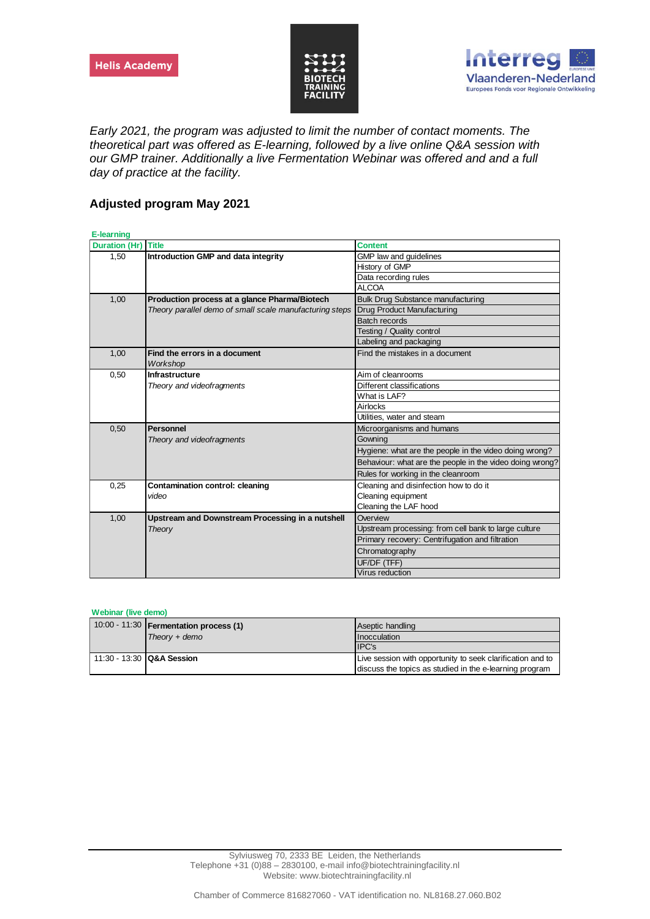*Early 2021, the program was adjusted to limit the number of contact moments. The theoretical part was offered as E-learning, followed by a live online Q&A session with our GMP trainer. Additionally a live Fermentation Webinar was offered and and a full day of practice at the facility.*

## Adjusted program May 2021

**E-learning**

| Duration (Hr) | Title | Content |
|---|---|---|
| 1,50 | **Introduction GMP and data integrity** | GMP law and guidelines |
| | | History of GMP |
| | | Data recording rules |
| | | ALCOA |
| 1,00 | **Production process at a glance Pharma/Biotech** | Bulk Drug Substance manufacturing |
| | *Theory parallel demo of small scale manufacturing steps* | Drug Product Manufacturing |
| | | Batch records |
| | | Testing / Quality control |
| | | Labeling and packaging |
| 1,00 | **Find the errors in a document** | Find the mistakes in a document |
| | *Workshop* | |
| 0,50 | **Infrastructure** | Aim of cleanrooms |
| | *Theory and videofragments* | Different classifications |
| | | What is LAF? |
| | | Airlocks |
| | | Utilities, water and steam |
| 0,50 | **Personnel** | Microorganisms and humans |
| | *Theory and videofragments* | Gowning |
| | | Hygiene: what are the people in the video doing wrong? |
| | | Behaviour: what are the people in the video doing wrong? |
| | | Rules for working in the cleanroom |
| 0,25 | **Contamination control: cleaning** | Cleaning and disinfection how to do it |
| | *video* | Cleaning equipment |
| | | Cleaning the LAF hood |
| 1,00 | **Upstream and Downstream Processing in a nutshell** | Overview |
| | *Theory* | Upstream processing: from cell bank to large culture |
| | | Primary recovery: Centrifugation and filtration |
| | | Chromatography |
| | | UF/DF (TFF) |
| | | Virus reduction |

**Webinar (live demo)**

| | | |
|---|---|---|
| 10:00 - 11:30 | **Fermentation process (1)** | Aseptic handling |
| | *Theory + demo* | Inocculation |
| | | IPC's |
| 11:30 - 13:30 | **Q&A Session** | Live session with opportunity to seek clarification and to discuss the topics as studied in the e-learning program |

Sylviusweg 70, 2333 BE Leiden, the Netherlands
Telephone +31 (0)88 – 2830100, e-mail info@biotechtrainingfacility.nl
Website: www.biotechtrainingfacility.nl

Chamber of Commerce 816827060 - VAT identification no. NL8168.27.060.B02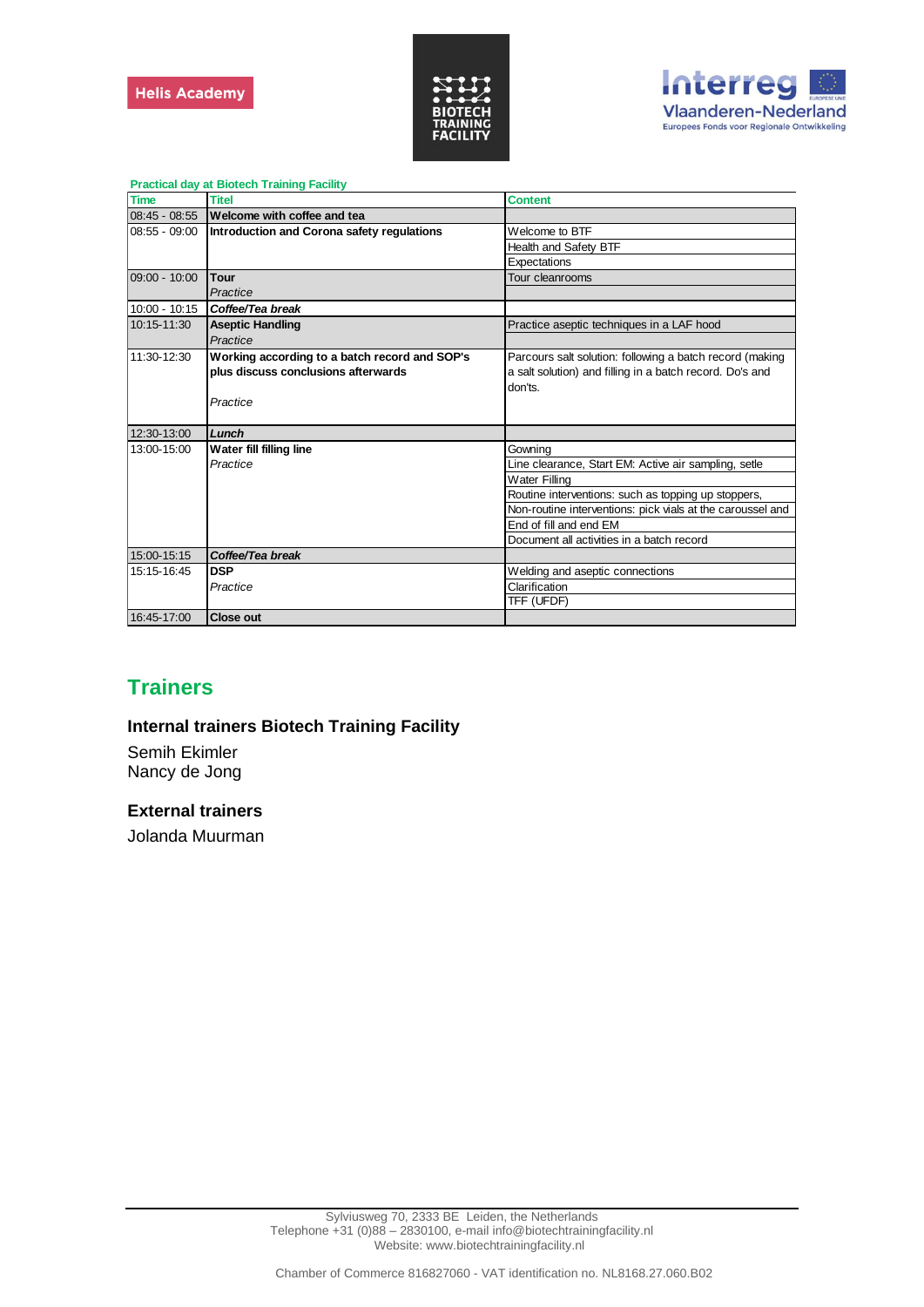**Practical day at Biotech Training Facility**

| Time | Titel | Content |
|---|---|---|
| 08:45 - 08:55 | **Welcome with coffee and tea** | |
| 08:55 - 09:00 | **Introduction and Corona safety regulations** | Welcome to BTF |
| | | Health and Safety BTF |
| | | Expectations |
| 09:00 - 10:00 | **Tour**<br>*Practice* | Tour cleanrooms |
| 10:00 - 10:15 | ***Coffee/Tea break*** | |
| 10:15-11:30 | **Aseptic Handling**<br>*Practice* | Practice aseptic techniques in a LAF hood |
| 11:30-12:30 | **Working according to a batch record and SOP's plus discuss conclusions afterwards**<br>*Practice* | Parcours salt solution: following a batch record (making a salt solution) and filling in a batch record. Do's and don'ts. |
| 12:30-13:00 | ***Lunch*** | |
| 13:00-15:00 | **Water fill filling line**<br>*Practice* | Gowning |
| | | Line clearance, Start EM: Active air sampling, setle |
| | | Water Filling |
| | | Routine interventions: such as topping up stoppers, |
| | | Non-routine interventions: pick vials at the caroussel and |
| | | End of fill and end EM |
| | | Document all activities in a batch record |
| 15:00-15:15 | ***Coffee/Tea break*** | |
| 15:15-16:45 | **DSP**<br>*Practice* | Welding and aseptic connections |
| | | Clarification |
| | | TFF (UFDF) |
| 16:45-17:00 | **Close out** | |

## Trainers

### Internal trainers Biotech Training Facility

Semih Ekimler
Nancy de Jong

### External trainers

Jolanda Muurman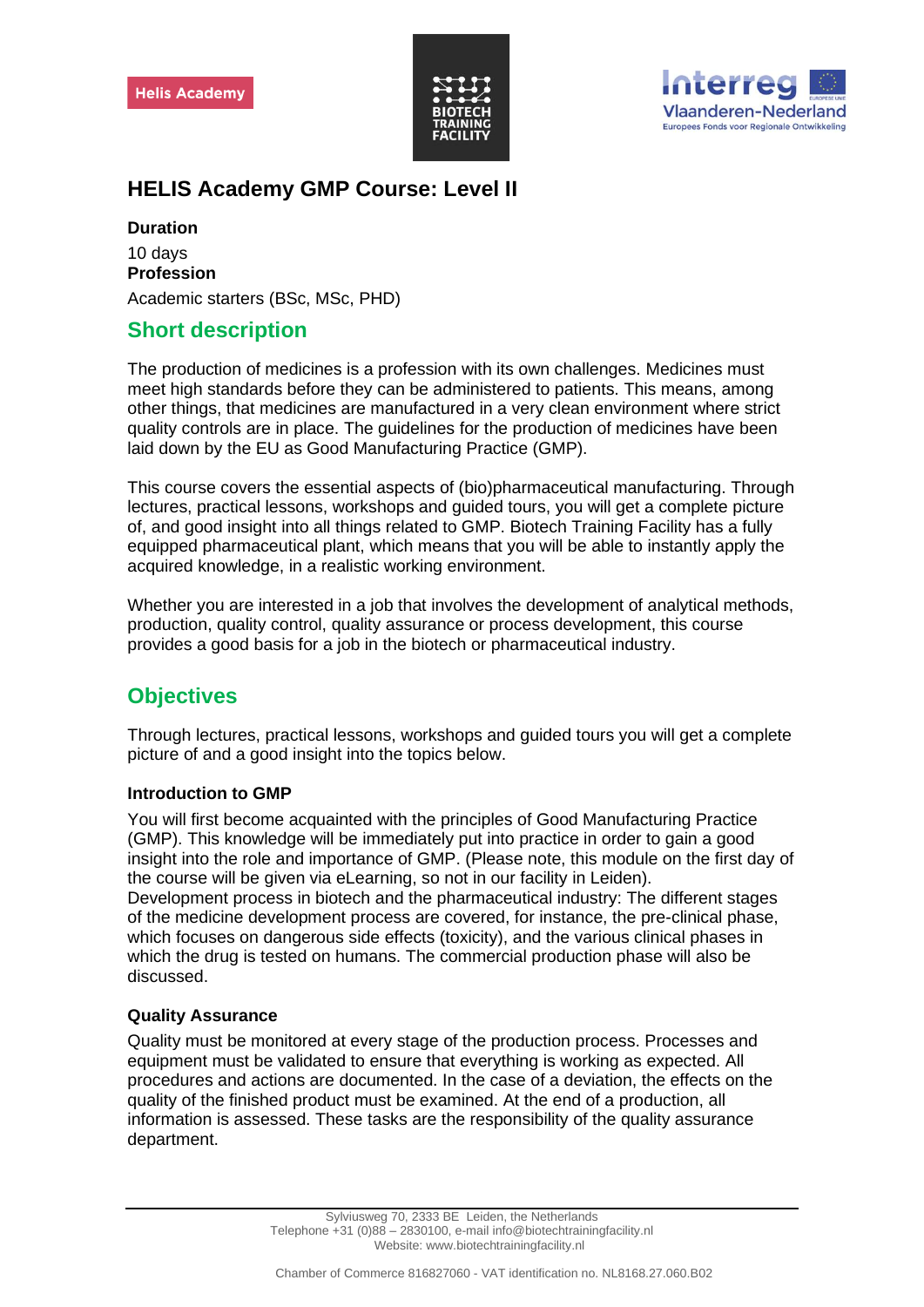# HELIS Academy GMP Course: Level II

**Duration**

10 days

**Profession**

Academic starters (BSc, MSc, PHD)

## Short description

The production of medicines is a profession with its own challenges. Medicines must meet high standards before they can be administered to patients. This means, among other things, that medicines are manufactured in a very clean environment where strict quality controls are in place. The guidelines for the production of medicines have been laid down by the EU as Good Manufacturing Practice (GMP).

This course covers the essential aspects of (bio)pharmaceutical manufacturing. Through lectures, practical lessons, workshops and guided tours, you will get a complete picture of, and good insight into all things related to GMP. Biotech Training Facility has a fully equipped pharmaceutical plant, which means that you will be able to instantly apply the acquired knowledge, in a realistic working environment.

Whether you are interested in a job that involves the development of analytical methods, production, quality control, quality assurance or process development, this course provides a good basis for a job in the biotech or pharmaceutical industry.

## Objectives

Through lectures, practical lessons, workshops and guided tours you will get a complete picture of and a good insight into the topics below.

### Introduction to GMP

You will first become acquainted with the principles of Good Manufacturing Practice (GMP). This knowledge will be immediately put into practice in order to gain a good insight into the role and importance of GMP. (Please note, this module on the first day of the course will be given via eLearning, so not in our facility in Leiden).
Development process in biotech and the pharmaceutical industry: The different stages of the medicine development process are covered, for instance, the pre-clinical phase, which focuses on dangerous side effects (toxicity), and the various clinical phases in which the drug is tested on humans. The commercial production phase will also be discussed.

### Quality Assurance

Quality must be monitored at every stage of the production process. Processes and equipment must be validated to ensure that everything is working as expected. All procedures and actions are documented. In the case of a deviation, the effects on the quality of the finished product must be examined. At the end of a production, all information is assessed. These tasks are the responsibility of the quality assurance department.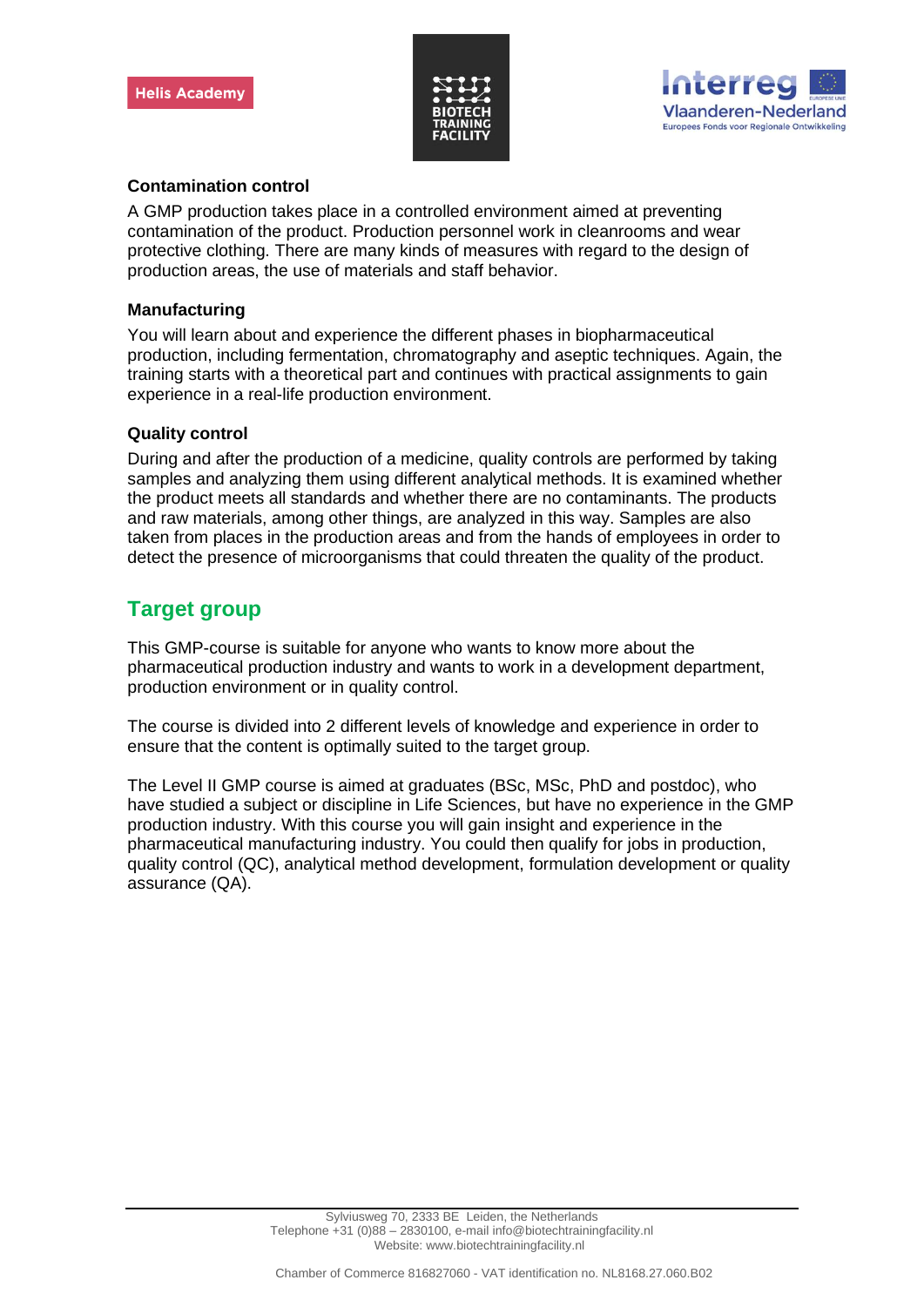### Contamination control

A GMP production takes place in a controlled environment aimed at preventing contamination of the product. Production personnel work in cleanrooms and wear protective clothing. There are many kinds of measures with regard to the design of production areas, the use of materials and staff behavior.

### Manufacturing

You will learn about and experience the different phases in biopharmaceutical production, including fermentation, chromatography and aseptic techniques. Again, the training starts with a theoretical part and continues with practical assignments to gain experience in a real-life production environment.

### Quality control

During and after the production of a medicine, quality controls are performed by taking samples and analyzing them using different analytical methods. It is examined whether the product meets all standards and whether there are no contaminants. The products and raw materials, among other things, are analyzed in this way. Samples are also taken from places in the production areas and from the hands of employees in order to detect the presence of microorganisms that could threaten the quality of the product.

## Target group

This GMP-course is suitable for anyone who wants to know more about the pharmaceutical production industry and wants to work in a development department, production environment or in quality control.

The course is divided into 2 different levels of knowledge and experience in order to ensure that the content is optimally suited to the target group.

The Level II GMP course is aimed at graduates (BSc, MSc, PhD and postdoc), who have studied a subject or discipline in Life Sciences, but have no experience in the GMP production industry. With this course you will gain insight and experience in the pharmaceutical manufacturing industry. You could then qualify for jobs in production, quality control (QC), analytical method development, formulation development or quality assurance (QA).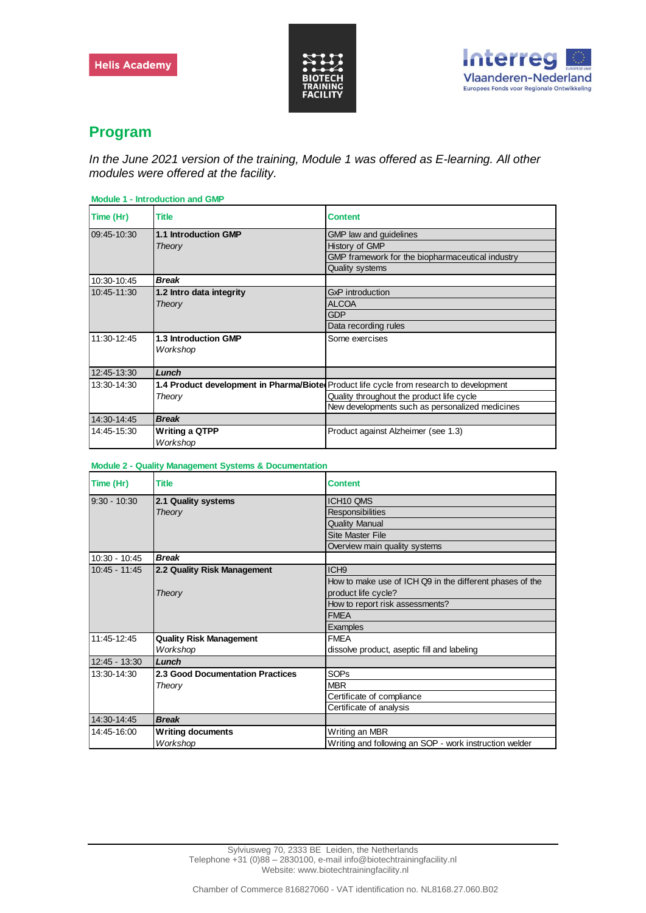## Program

*In the June 2021 version of the training, Module 1 was offered as E-learning. All other modules were offered at the facility.*

**Module 1 - Introduction and GMP**

| Time (Hr) | Title | Content |
|---|---|---|
| 09:45-10:30 | **1.1 Introduction GMP** *Theory* | GMP law and guidelines |
| | | History of GMP |
| | | GMP framework for the biopharmaceutical industry |
| | | Quality systems |
| 10:30-10:45 | ***Break*** | |
| 10:45-11:30 | **1.2 Intro data integrity** *Theory* | GxP introduction |
| | | ALCOA |
| | | GDP |
| | | Data recording rules |
| 11:30-12:45 | **1.3 Introduction GMP** *Workshop* | Some exercises |
| 12:45-13:30 | ***Lunch*** | |
| 13:30-14:30 | **1.4 Product development in Pharma/Biote** *Theory* | Product life cycle from research to development |
| | | Quality throughout the product life cycle |
| | | New developments such as personalized medicines |
| 14:30-14:45 | ***Break*** | |
| 14:45-15:30 | **Writing a QTPP** *Workshop* | Product against Alzheimer (see 1.3) |

**Module 2 - Quality Management Systems & Documentation**

| Time (Hr) | Title | Content |
|---|---|---|
| 9:30 - 10:30 | **2.1 Quality systems** *Theory* | ICH10 QMS |
| | | Responsibilities |
| | | Quality Manual |
| | | Site Master File |
| | | Overview main quality systems |
| 10:30 - 10:45 | ***Break*** | |
| 10:45 - 11:45 | **2.2 Quality Risk Management** *Theory* | ICH9 |
| | | How to make use of ICH Q9 in the different phases of the product life cycle? |
| | | How to report risk assessments? |
| | | FMEA |
| | | Examples |
| 11:45-12:45 | **Quality Risk Management** *Workshop* | FMEA dissolve product, aseptic fill and labeling |
| 12:45 - 13:30 | ***Lunch*** | |
| 13:30-14:30 | **2.3 Good Documentation Practices** *Theory* | SOPs |
| | | MBR |
| | | Certificate of compliance |
| | | Certificate of analysis |
| 14:30-14:45 | ***Break*** | |
| 14:45-16:00 | **Writing documents** *Workshop* | Writing an MBR |
| | | Writing and following an SOP - work instruction welder |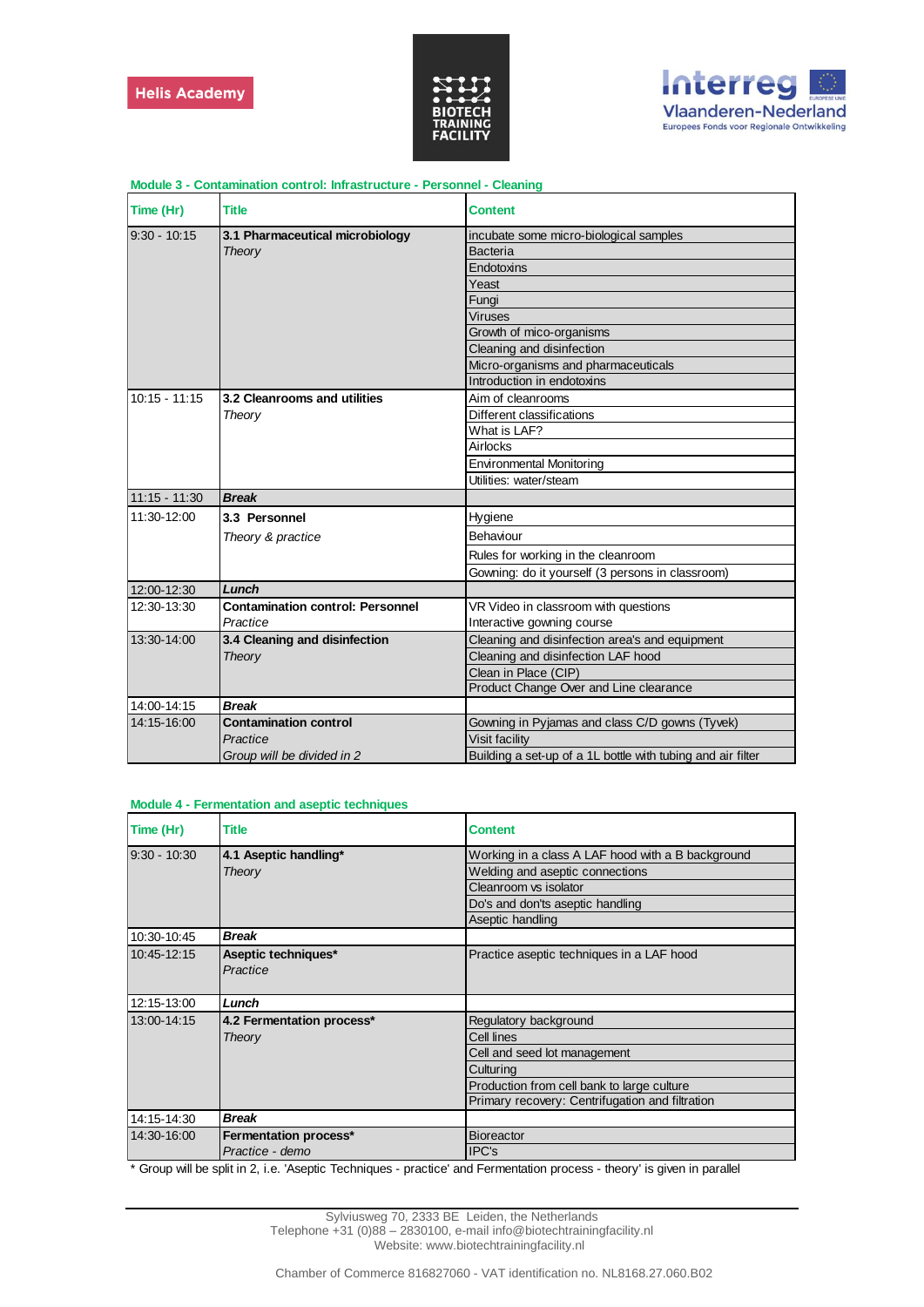**Module 3 - Contamination control: Infrastructure - Personnel - Cleaning**

| Time (Hr) | Title | Content |
|---|---|---|
| 9:30 - 10:15 | **3.1 Pharmaceutical microbiology** | incubate some micro-biological samples |
| | *Theory* | Bacteria |
| | | Endotoxins |
| | | Yeast |
| | | Fungi |
| | | Viruses |
| | | Growth of mico-organisms |
| | | Cleaning and disinfection |
| | | Micro-organisms and pharmaceuticals |
| | | Introduction in endotoxins |
| 10:15 - 11:15 | **3.2 Cleanrooms and utilities** | Aim of cleanrooms |
| | *Theory* | Different classifications |
| | | What is LAF? |
| | | Airlocks |
| | | Environmental Monitoring |
| | | Utilities: water/steam |
| 11:15 - 11:30 | ***Break*** | |
| 11:30-12:00 | **3.3 Personnel** | Hygiene |
| | *Theory & practice* | Behaviour |
| | | Rules for working in the cleanroom |
| | | Gowning: do it yourself (3 persons in classroom) |
| 12:00-12:30 | ***Lunch*** | |
| 12:30-13:30 | **Contamination control: Personnel** | VR Video in classroom with questions |
| | *Practice* | Interactive gowning course |
| 13:30-14:00 | **3.4 Cleaning and disinfection** | Cleaning and disinfection area's and equipment |
| | *Theory* | Cleaning and disinfection LAF hood |
| | | Clean in Place (CIP) |
| | | Product Change Over and Line clearance |
| 14:00-14:15 | ***Break*** | |
| 14:15-16:00 | **Contamination control** | Gowning in Pyjamas and class C/D gowns (Tyvek) |
| | *Practice* | Visit facility |
| | *Group will be divided in 2* | Building a set-up of a 1L bottle with tubing and air filter |

**Module 4 - Fermentation and aseptic techniques**

| Time (Hr) | Title | Content |
|---|---|---|
| 9:30 - 10:30 | **4.1 Aseptic handling*** | Working in a class A LAF hood with a B background |
| | *Theory* | Welding and aseptic connections |
| | | Cleanroom vs isolator |
| | | Do's and don'ts aseptic handling |
| | | Aseptic handling |
| 10:30-10:45 | ***Break*** | |
| 10:45-12:15 | **Aseptic techniques*** | Practice aseptic techniques in a LAF hood |
| | *Practice* | |
| 12:15-13:00 | ***Lunch*** | |
| 13:00-14:15 | **4.2 Fermentation process*** | Regulatory background |
| | *Theory* | Cell lines |
| | | Cell and seed lot management |
| | | Culturing |
| | | Production from cell bank to large culture |
| | | Primary recovery: Centrifugation and filtration |
| 14:15-14:30 | ***Break*** | |
| 14:30-16:00 | **Fermentation process*** | Bioreactor |
| | *Practice - demo* | IPC's |

* Group will be split in 2, i.e. 'Aseptic Techniques - practice' and Fermentation process - theory' is given in parallel

Sylviusweg 70, 2333 BE Leiden, the Netherlands
Telephone +31 (0)88 – 2830100, e-mail info@biotechtrainingfacility.nl
Website: www.biotechtrainingfacility.nl

Chamber of Commerce 816827060 - VAT identification no. NL8168.27.060.B02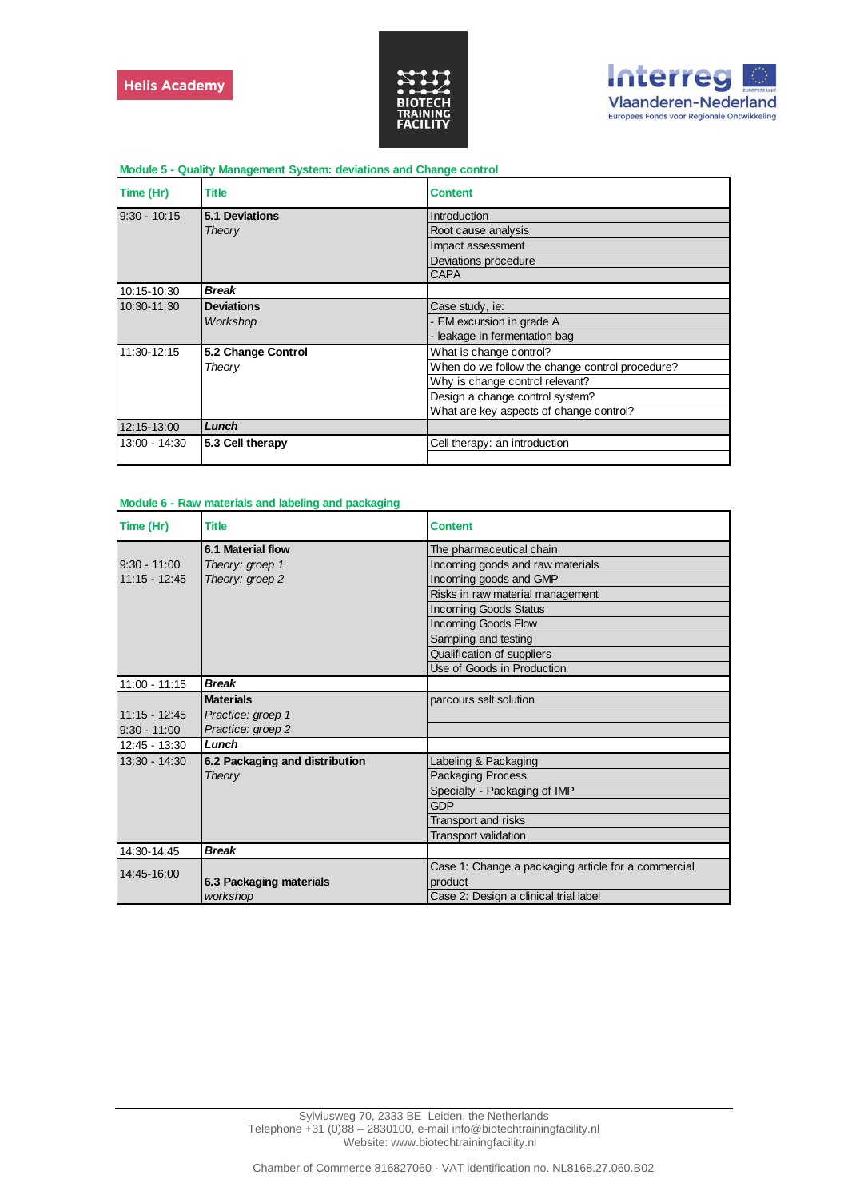Helis Academy

BIOTECH TRAINING FACILITY

Interreg Vlaanderen-Nederland
Europees Fonds voor Regionale Ontwikkeling

### Module 5 - Quality Management System: deviations and Change control

| Time (Hr) | Title | Content |
|---|---|---|
| 9:30 - 10:15 | **5.1 Deviations** *Theory* | Introduction |
| | | Root cause analysis |
| | | Impact assessment |
| | | Deviations procedure |
| | | CAPA |
| 10:15-10:30 | ***Break*** | |
| 10:30-11:30 | **Deviations** *Workshop* | Case study, ie: |
| | | - EM excursion in grade A |
| | | - leakage in fermentation bag |
| 11:30-12:15 | **5.2 Change Control** *Theory* | What is change control? |
| | | When do we follow the change control procedure? |
| | | Why is change control relevant? |
| | | Design a change control system? |
| | | What are key aspects of change control? |
| 12:15-13:00 | ***Lunch*** | |
| 13:00 - 14:30 | **5.3 Cell therapy** | Cell therapy: an introduction |

### Module 6 - Raw materials and labeling and packaging

| Time (Hr) | Title | Content |
|---|---|---|
| | **6.1 Material flow** | The pharmaceutical chain |
| 9:30 - 11:00 | *Theory: groep 1* | Incoming goods and raw materials |
| 11:15 - 12:45 | *Theory: groep 2* | Incoming goods and GMP |
| | | Risks in raw material management |
| | | Incoming Goods Status |
| | | Incoming Goods Flow |
| | | Sampling and testing |
| | | Qualification of suppliers |
| | | Use of Goods in Production |
| 11:00 - 11:15 | ***Break*** | |
| | **Materials** | parcours salt solution |
| 11:15 - 12:45 | *Practice: groep 1* | |
| 9:30 - 11:00 | *Practice: groep 2* | |
| 12:45 - 13:30 | ***Lunch*** | |
| 13:30 - 14:30 | **6.2 Packaging and distribution** *Theory* | Labeling & Packaging |
| | | Packaging Process |
| | | Specialty - Packaging of IMP |
| | | GDP |
| | | Transport and risks |
| | | Transport validation |
| 14:30-14:45 | ***Break*** | |
| 14:45-16:00 | **6.3 Packaging materials** *workshop* | Case 1: Change a packaging article for a commercial product |
| | | Case 2: Design a clinical trial label |

Sylviusweg 70, 2333 BE Leiden, the Netherlands
Telephone +31 (0)88 – 2830100, e-mail info@biotechtrainingfacility.nl
Website: www.biotechtrainingfacility.nl

Chamber of Commerce 816827060 - VAT identification no. NL8168.27.060.B02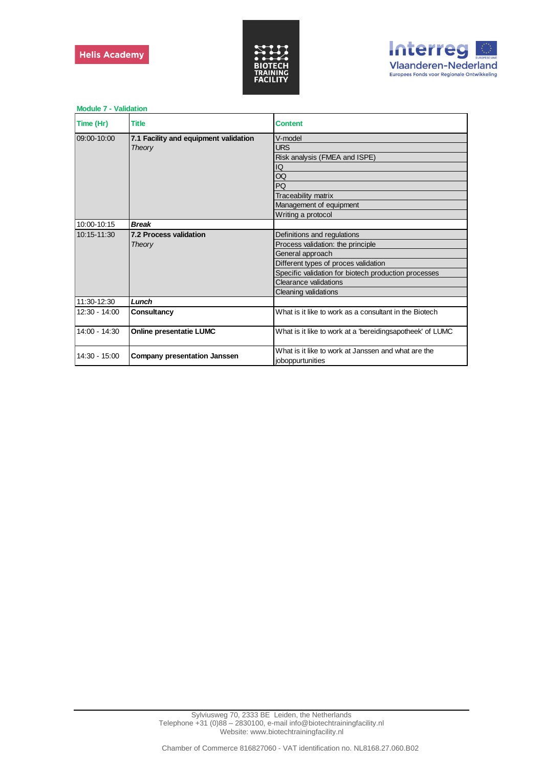Helis Academy

BIOTECH TRAINING FACILITY

Interreg Vlaanderen-Nederland
Europees Fonds voor Regionale Ontwikkeling

**Module 7 - Validation**

| Time (Hr) | Title | Content |
|---|---|---|
| 09:00-10:00 | **7.1 Facility and equipment validation** *Theory* | V-model |
| | | URS |
| | | Risk analysis (FMEA and ISPE) |
| | | IQ |
| | | OQ |
| | | PQ |
| | | Traceability matrix |
| | | Management of equipment |
| | | Writing a protocol |
| 10:00-10:15 | ***Break*** | |
| 10:15-11:30 | **7.2 Process validation** *Theory* | Definitions and regulations |
| | | Process validation: the principle |
| | | General approach |
| | | Different types of proces validation |
| | | Specific validation for biotech production processes |
| | | Clearance validations |
| | | Cleaning validations |
| 11:30-12:30 | ***Lunch*** | |
| 12:30 - 14:00 | **Consultancy** | What is it like to work as a consultant in the Biotech |
| 14:00 - 14:30 | **Online presentatie LUMC** | What is it like to work at a 'bereidingsapotheek' of LUMC |
| 14:30 - 15:00 | **Company presentation Janssen** | What is it like to work at Janssen and what are the joboppurtunities |

Sylviusweg 70, 2333 BE Leiden, the Netherlands
Telephone +31 (0)88 – 2830100, e-mail info@biotechtrainingfacility.nl
Website: www.biotechtrainingfacility.nl

Chamber of Commerce 816827060 - VAT identification no. NL8168.27.060.B02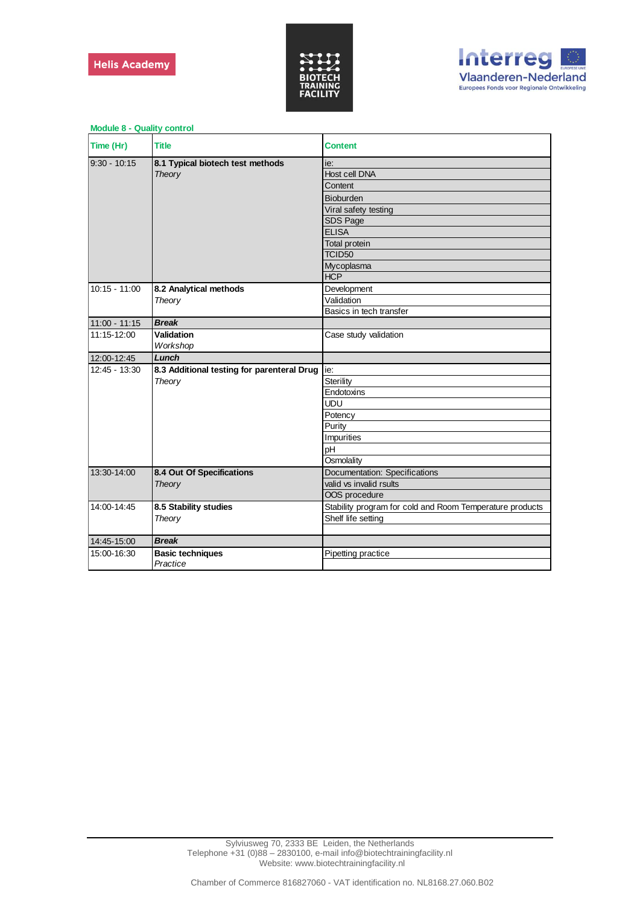Helis Academy

BIOTECH TRAINING FACILITY

Interreg Vlaanderen-Nederland
Europees Fonds voor Regionale Ontwikkeling

**Module 8 - Quality control**

| Time (Hr) | Title | Content |
|---|---|---|
| 9:30 - 10:15 | **8.1 Typical biotech test methods** *Theory* | ie: |
| | | Host cell DNA |
| | | Content |
| | | Bioburden |
| | | Viral safety testing |
| | | SDS Page |
| | | ELISA |
| | | Total protein |
| | | TCID50 |
| | | Mycoplasma |
| | | HCP |
| 10:15 - 11:00 | **8.2 Analytical methods** *Theory* | Development |
| | | Validation |
| | | Basics in tech transfer |
| 11:00 - 11:15 | ***Break*** | |
| 11:15-12:00 | **Validation** *Workshop* | Case study validation |
| 12:00-12:45 | ***Lunch*** | |
| 12:45 - 13:30 | **8.3 Additional testing for parenteral Drug** *Theory* | ie: |
| | | Sterility |
| | | Endotoxins |
| | | UDU |
| | | Potency |
| | | Purity |
| | | Impurities |
| | | pH |
| | | Osmolality |
| 13:30-14:00 | **8.4 Out Of Specifications** *Theory* | Documentation: Specifications |
| | | valid vs invalid rsults |
| | | OOS procedure |
| 14:00-14:45 | **8.5 Stability studies** *Theory* | Stability program for cold and Room Temperature products |
| | | Shelf life setting |
| 14:45-15:00 | ***Break*** | |
| 15:00-16:30 | **Basic techniques** *Practice* | Pipetting practice |

Sylviusweg 70, 2333 BE Leiden, the Netherlands
Telephone +31 (0)88 – 2830100, e-mail info@biotechtrainingfacility.nl
Website: www.biotechtrainingfacility.nl

Chamber of Commerce 816827060 - VAT identification no. NL8168.27.060.B02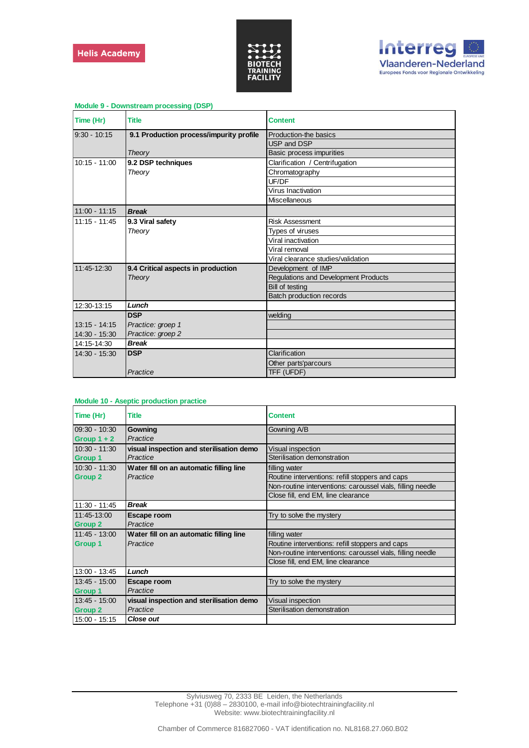Helis Academy

BIOTECH TRAINING FACILITY

Interreg Vlaanderen-Nederland
Europees Fonds voor Regionale Ontwikkeling

**Module 9 - Downstream processing (DSP)**

| Time (Hr) | Title | Content |
|---|---|---|
| 9:30 - 10:15 | **9.1 Production process/impurity profile** | Production-the basics |
| | | USP and DSP |
| | *Theory* | Basic process impurities |
| 10:15 - 11:00 | **9.2 DSP techniques** | Clarification / Centrifugation |
| | *Theory* | Chromatography |
| | | UF/DF |
| | | Virus Inactivation |
| | | Miscellaneous |
| 11:00 - 11:15 | ***Break*** | |
| 11:15 - 11:45 | **9.3 Viral safety** | Risk Assessment |
| | *Theory* | Types of viruses |
| | | Viral inactivation |
| | | Viral removal |
| | | Viral clearance studies/validation |
| 11:45-12:30 | **9.4 Critical aspects in production** | Development of IMP |
| | *Theory* | Regulations and Development Products |
| | | Bill of testing |
| | | Batch production records |
| 12:30-13:15 | ***Lunch*** | |
| | **DSP** | welding |
| 13:15 - 14:15 | *Practice: groep 1* | |
| 14:30 - 15:30 | *Practice: groep 2* | |
| 14:15-14:30 | ***Break*** | |
| 14:30 - 15:30 | **DSP** | Clarification |
| | | Other parts'parcours |
| | *Practice* | TFF (UFDF) |

**Module 10 - Aseptic production practice**

| Time (Hr) | Title | Content |
|---|---|---|
| 09:30 - 10:30 | **Gowning** | Gowning A/B |
| **Group 1 + 2** | *Practice* | |
| 10:30 - 11:30 | **visual inspection and sterilisation demo** | Visual inspection |
| **Group 1** | *Practice* | Sterilisation demonstration |
| 10:30 - 11:30 | **Water fill on an automatic filling line** | filling water |
| **Group 2** | *Practice* | Routine interventions: refill stoppers and caps |
| | | Non-routine interventions: caroussel vials, filling needle |
| | | Close fill, end EM, line clearance |
| 11:30 - 11:45 | ***Break*** | |
| 11:45-13:00 | **Escape room** | Try to solve the mystery |
| **Group 2** | *Practice* | |
| 11:45 - 13:00 | **Water fill on an automatic filling line** | filling water |
| **Group 1** | *Practice* | Routine interventions: refill stoppers and caps |
| | | Non-routine interventions: caroussel vials, filling needle |
| | | Close fill, end EM, line clearance |
| 13:00 - 13:45 | ***Lunch*** | |
| 13:45 - 15:00 | **Escape room** | Try to solve the mystery |
| **Group 1** | *Practice* | |
| 13:45 - 15:00 | **visual inspection and sterilisation demo** | Visual inspection |
| **Group 2** | *Practice* | Sterilisation demonstration |
| 15:00 - 15:15 | ***Close out*** | |

Sylviusweg 70, 2333 BE Leiden, the Netherlands
Telephone +31 (0)88 – 2830100, e-mail info@biotechtrainingfacility.nl
Website: www.biotechtrainingfacility.nl

Chamber of Commerce 816827060 - VAT identification no. NL8168.27.060.B02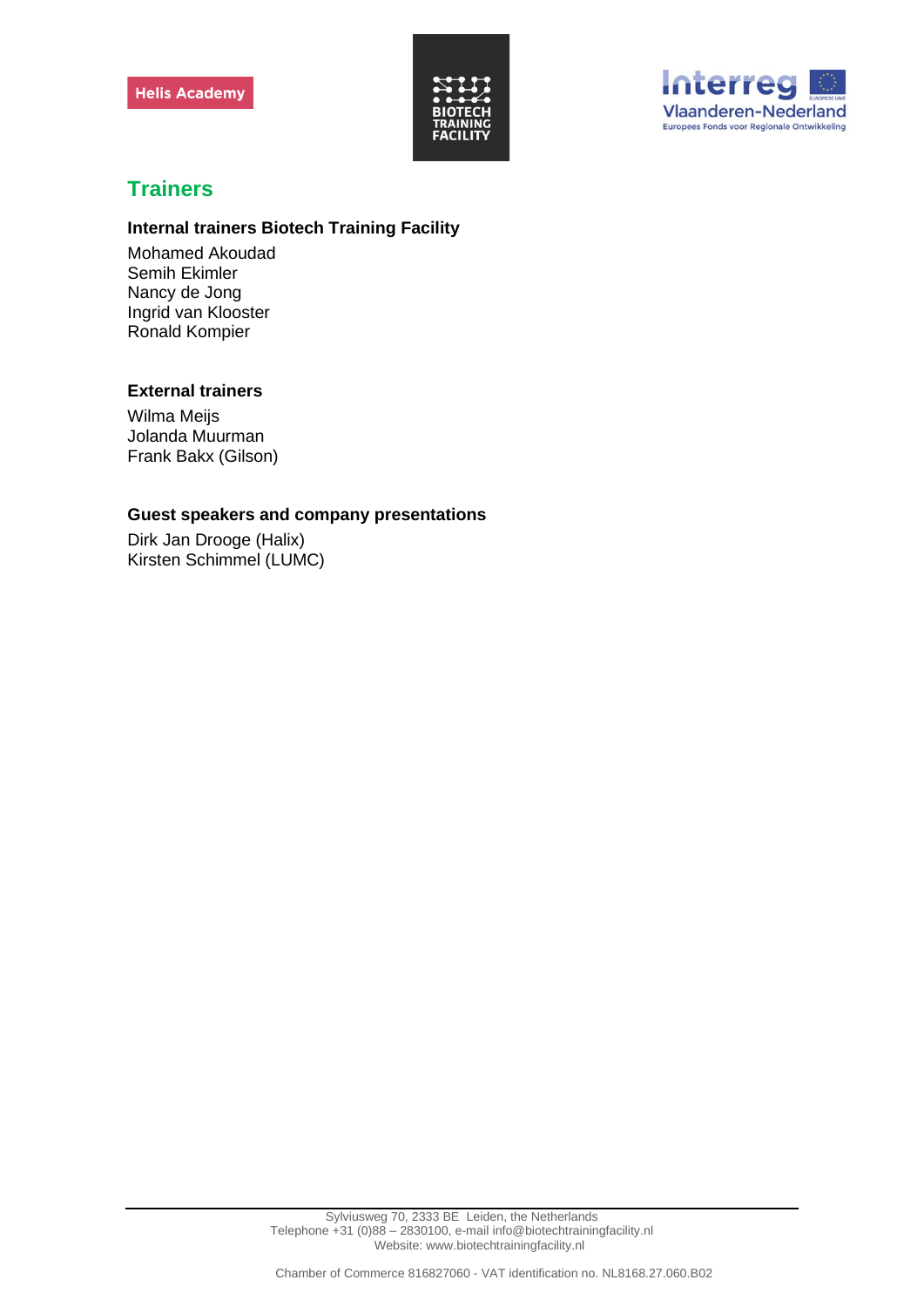## Trainers

### Internal trainers Biotech Training Facility

Mohamed Akoudad
Semih Ekimler
Nancy de Jong
Ingrid van Klooster
Ronald Kompier

### External trainers

Wilma Meijs
Jolanda Muurman
Frank Bakx (Gilson)

### Guest speakers and company presentations

Dirk Jan Drooge (Halix)
Kirsten Schimmel (LUMC)